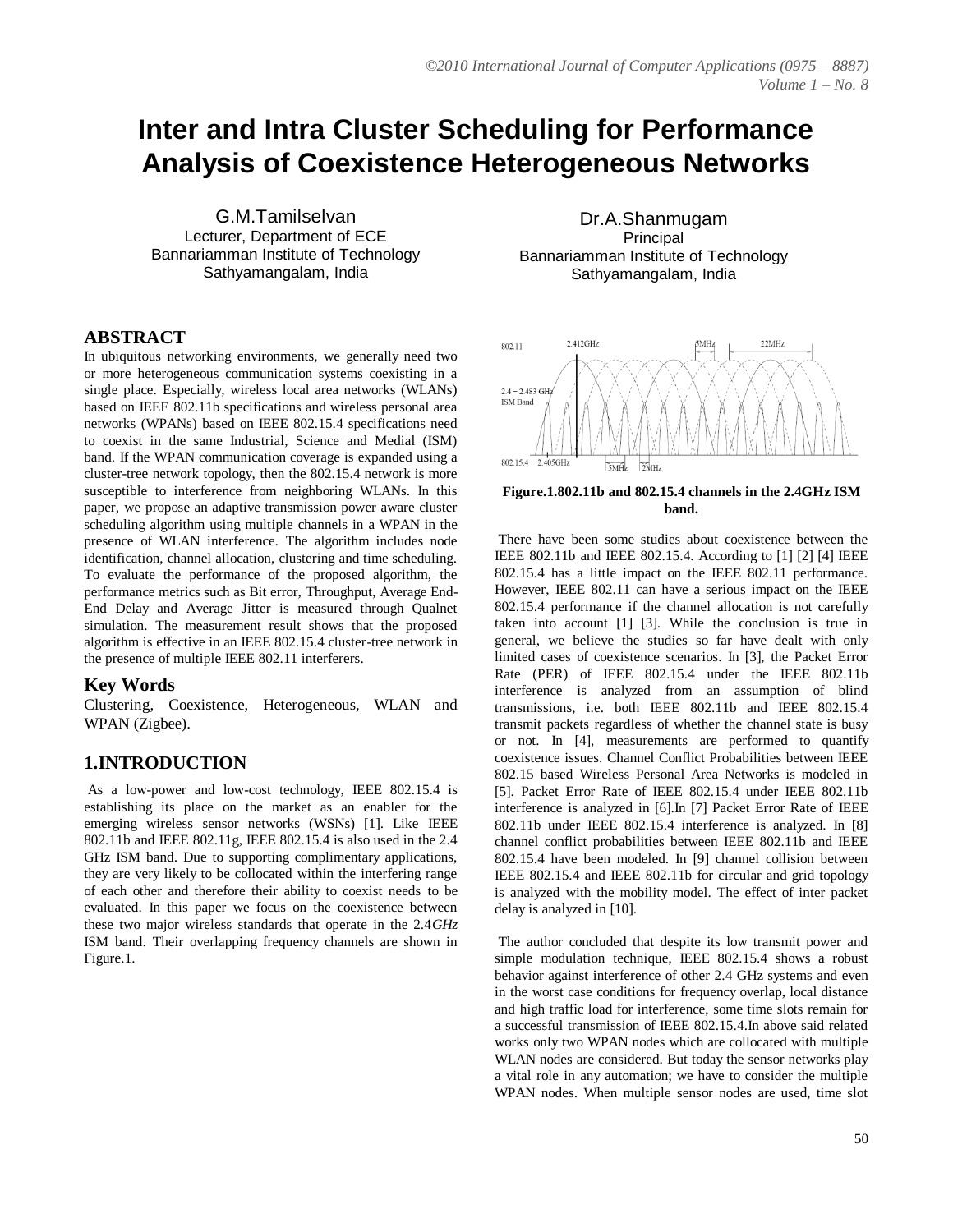# Inter and Intra Cluster Scheduling for Performance Analysis of Coexistence Heterogeneous Networks

G.M.Tamilselvan
Lecturer, Department of ECE
Bannariamman Institute of Technology
Sathyamangalam, India

Dr.A.Shanmugam
Principal
Bannariamman Institute of Technology
Sathyamangalam, India

## ABSTRACT

In ubiquitous networking environments, we generally need two or more heterogeneous communication systems coexisting in a single place. Especially, wireless local area networks (WLANs) based on IEEE 802.11b specifications and wireless personal area networks (WPANs) based on IEEE 802.15.4 specifications need to coexist in the same Industrial, Science and Medial (ISM) band. If the WPAN communication coverage is expanded using a cluster-tree network topology, then the 802.15.4 network is more susceptible to interference from neighboring WLANs. In this paper, we propose an adaptive transmission power aware cluster scheduling algorithm using multiple channels in a WPAN in the presence of WLAN interference. The algorithm includes node identification, channel allocation, clustering and time scheduling. To evaluate the performance of the proposed algorithm, the performance metrics such as Bit error, Throughput, Average End-End Delay and Average Jitter is measured through Qualnet simulation. The measurement result shows that the proposed algorithm is effective in an IEEE 802.15.4 cluster-tree network in the presence of multiple IEEE 802.11 interferers.

## Key Words

Clustering, Coexistence, Heterogeneous, WLAN and WPAN (Zigbee).

## 1.INTRODUCTION

As a low-power and low-cost technology, IEEE 802.15.4 is establishing its place on the market as an enabler for the emerging wireless sensor networks (WSNs) [1]. Like IEEE 802.11b and IEEE 802.11g, IEEE 802.15.4 is also used in the 2.4 GHz ISM band. Due to supporting complimentary applications, they are very likely to be collocated within the interfering range of each other and therefore their ability to coexist needs to be evaluated. In this paper we focus on the coexistence between these two major wireless standards that operate in the 2.4*GHz* ISM band. Their overlapping frequency channels are shown in Figure.1.

**Figure.1.802.11b and 802.15.4 channels in the 2.4GHz ISM band.**

There have been some studies about coexistence between the IEEE 802.11b and IEEE 802.15.4. According to [1] [2] [4] IEEE 802.15.4 has a little impact on the IEEE 802.11 performance. However, IEEE 802.11 can have a serious impact on the IEEE 802.15.4 performance if the channel allocation is not carefully taken into account [1] [3]. While the conclusion is true in general, we believe the studies so far have dealt with only limited cases of coexistence scenarios. In [3], the Packet Error Rate (PER) of IEEE 802.15.4 under the IEEE 802.11b interference is analyzed from an assumption of blind transmissions, i.e. both IEEE 802.11b and IEEE 802.15.4 transmit packets regardless of whether the channel state is busy or not. In [4], measurements are performed to quantify coexistence issues. Channel Conflict Probabilities between IEEE 802.15 based Wireless Personal Area Networks is modeled in [5]. Packet Error Rate of IEEE 802.15.4 under IEEE 802.11b interference is analyzed in [6].In [7] Packet Error Rate of IEEE 802.11b under IEEE 802.15.4 interference is analyzed. In [8] channel conflict probabilities between IEEE 802.11b and IEEE 802.15.4 have been modeled. In [9] channel collision between IEEE 802.15.4 and IEEE 802.11b for circular and grid topology is analyzed with the mobility model. The effect of inter packet delay is analyzed in [10].

The author concluded that despite its low transmit power and simple modulation technique, IEEE 802.15.4 shows a robust behavior against interference of other 2.4 GHz systems and even in the worst case conditions for frequency overlap, local distance and high traffic load for interference, some time slots remain for a successful transmission of IEEE 802.15.4.In above said related works only two WPAN nodes which are collocated with multiple WLAN nodes are considered. But today the sensor networks play a vital role in any automation; we have to consider the multiple WPAN nodes. When multiple sensor nodes are used, time slot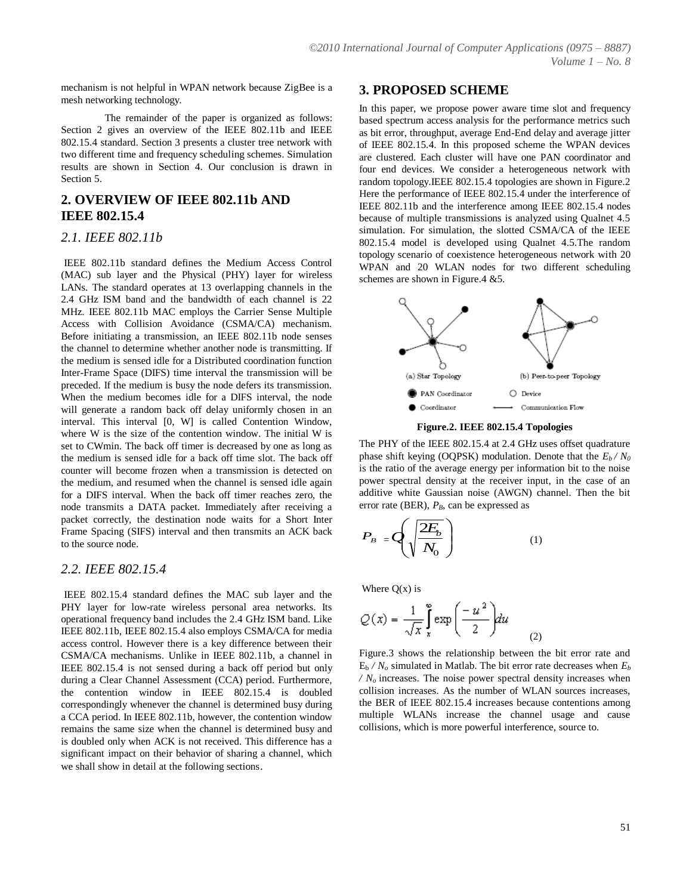mechanism is not helpful in WPAN network because ZigBee is a mesh networking technology.

The remainder of the paper is organized as follows: Section 2 gives an overview of the IEEE 802.11b and IEEE 802.15.4 standard. Section 3 presents a cluster tree network with two different time and frequency scheduling schemes. Simulation results are shown in Section 4. Our conclusion is drawn in Section 5.

## 2. OVERVIEW OF IEEE 802.11b AND IEEE 802.15.4

### *2.1. IEEE 802.11b*

IEEE 802.11b standard defines the Medium Access Control (MAC) sub layer and the Physical (PHY) layer for wireless LANs. The standard operates at 13 overlapping channels in the 2.4 GHz ISM band and the bandwidth of each channel is 22 MHz. IEEE 802.11b MAC employs the Carrier Sense Multiple Access with Collision Avoidance (CSMA/CA) mechanism. Before initiating a transmission, an IEEE 802.11b node senses the channel to determine whether another node is transmitting. If the medium is sensed idle for a Distributed coordination function Inter-Frame Space (DIFS) time interval the transmission will be preceded. If the medium is busy the node defers its transmission. When the medium becomes idle for a DIFS interval, the node will generate a random back off delay uniformly chosen in an interval. This interval [0, W] is called Contention Window, where W is the size of the contention window. The initial W is set to CWmin. The back off timer is decreased by one as long as the medium is sensed idle for a back off time slot. The back off counter will become frozen when a transmission is detected on the medium, and resumed when the channel is sensed idle again for a DIFS interval. When the back off timer reaches zero, the node transmits a DATA packet. Immediately after receiving a packet correctly, the destination node waits for a Short Inter Frame Spacing (SIFS) interval and then transmits an ACK back to the source node.

### *2.2. IEEE 802.15.4*

IEEE 802.15.4 standard defines the MAC sub layer and the PHY layer for low-rate wireless personal area networks. Its operational frequency band includes the 2.4 GHz ISM band. Like IEEE 802.11b, IEEE 802.15.4 also employs CSMA/CA for media access control. However there is a key difference between their CSMA/CA mechanisms. Unlike in IEEE 802.11b, a channel in IEEE 802.15.4 is not sensed during a back off period but only during a Clear Channel Assessment (CCA) period. Furthermore, the contention window in IEEE 802.15.4 is doubled correspondingly whenever the channel is determined busy during a CCA period. In IEEE 802.11b, however, the contention window remains the same size when the channel is determined busy and is doubled only when ACK is not received. This difference has a significant impact on their behavior of sharing a channel, which we shall show in detail at the following sections.

## 3. PROPOSED SCHEME

In this paper, we propose power aware time slot and frequency based spectrum access analysis for the performance metrics such as bit error, throughput, average End-End delay and average jitter of IEEE 802.15.4. In this proposed scheme the WPAN devices are clustered. Each cluster will have one PAN coordinator and four end devices. We consider a heterogeneous network with random topology.IEEE 802.15.4 topologies are shown in Figure.2 Here the performance of IEEE 802.15.4 under the interference of IEEE 802.11b and the interference among IEEE 802.15.4 nodes because of multiple transmissions is analyzed using Qualnet 4.5 simulation. For simulation, the slotted CSMA/CA of the IEEE 802.15.4 model is developed using Qualnet 4.5.The random topology scenario of coexistence heterogeneous network with 20 WPAN and 20 WLAN nodes for two different scheduling schemes are shown in Figure.4 &5.

(a) Star Topology (b) Peer-to-peer Topology

PAN Coordinator — Device — Coordinator — Communication Flow

**Figure.2. IEEE 802.15.4 Topologies**

The PHY of the IEEE 802.15.4 at 2.4 GHz uses offset quadrature phase shift keying (OQPSK) modulation. Denote that the $E_b / N_0$ is the ratio of the average energy per information bit to the noise power spectral density at the receiver input, in the case of an additive white Gaussian noise (AWGN) channel. Then the bit error rate (BER), $P_B$, can be expressed as

$$P_B = Q\left(\sqrt{\frac{2E_b}{N_0}}\right) \qquad (1)$$

Where Q(x) is

$$Q(x) = \frac{1}{\sqrt{x}} \int_{x}^{\infty} \exp\left(\frac{-u^2}{2}\right) du \qquad (2)$$

Figure.3 shows the relationship between the bit error rate and $E_b / N_o$ simulated in Matlab. The bit error rate decreases when $E_b / N_o$ increases. The noise power spectral density increases when collision increases. As the number of WLAN sources increases, the BER of IEEE 802.15.4 increases because contentions among multiple WLANs increase the channel usage and cause collisions, which is more powerful interference, source to.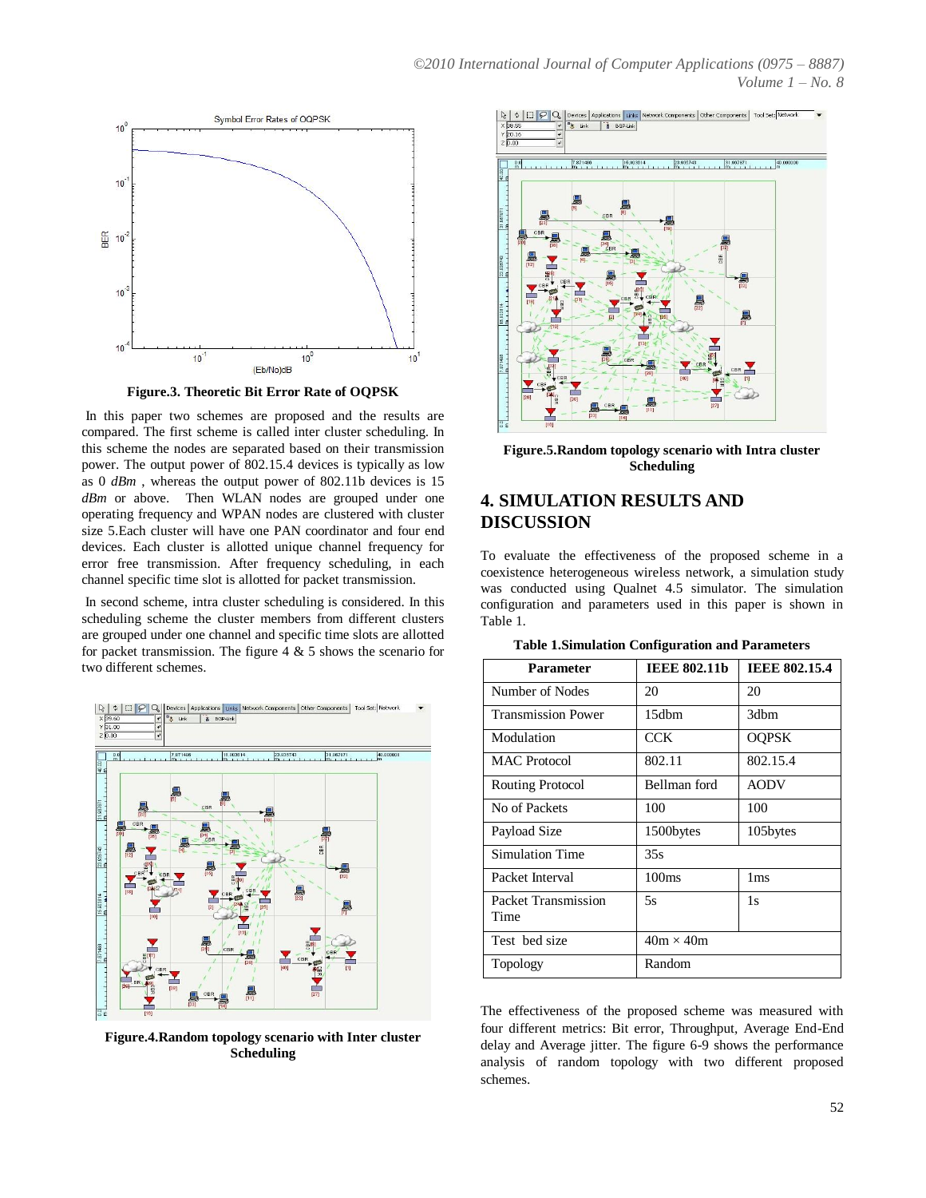Figure.3. Theoretic Bit Error Rate of OQPSK

In this paper two schemes are proposed and the results are compared. The first scheme is called inter cluster scheduling. In this scheme the nodes are separated based on their transmission power. The output power of 802.15.4 devices is typically as low as 0 *dBm* , whereas the output power of 802.11b devices is 15 *dBm* or above. Then WLAN nodes are grouped under one operating frequency and WPAN nodes are clustered with cluster size 5.Each cluster will have one PAN coordinator and four end devices. Each cluster is allotted unique channel frequency for error free transmission. After frequency scheduling, in each channel specific time slot is allotted for packet transmission.

In second scheme, intra cluster scheduling is considered. In this scheduling scheme the cluster members from different clusters are grouped under one channel and specific time slots are allotted for packet transmission. The figure 4 & 5 shows the scenario for two different schemes.

**Figure.4.Random topology scenario with Inter cluster Scheduling**

**Figure.5.Random topology scenario with Intra cluster Scheduling**

## 4. SIMULATION RESULTS AND DISCUSSION

To evaluate the effectiveness of the proposed scheme in a coexistence heterogeneous wireless network, a simulation study was conducted using Qualnet 4.5 simulator. The simulation configuration and parameters used in this paper is shown in Table 1.

**Table 1.Simulation Configuration and Parameters**

| Parameter | IEEE 802.11b | IEEE 802.15.4 |
|---|---|---|
| Number of Nodes | 20 | 20 |
| Transmission Power | 15dbm | 3dbm |
| Modulation | CCK | OQPSK |
| MAC Protocol | 802.11 | 802.15.4 |
| Routing Protocol | Bellman ford | AODV |
| No of Packets | 100 | 100 |
| Payload Size | 1500bytes | 105bytes |
| Simulation Time | 35s | |
| Packet Interval | 100ms | 1ms |
| Packet Transmission Time | 5s | 1s |
| Test bed size | 40m × 40m | |
| Topology | Random | |

The effectiveness of the proposed scheme was measured with four different metrics: Bit error, Throughput, Average End-End delay and Average jitter. The figure 6-9 shows the performance analysis of random topology with two different proposed schemes.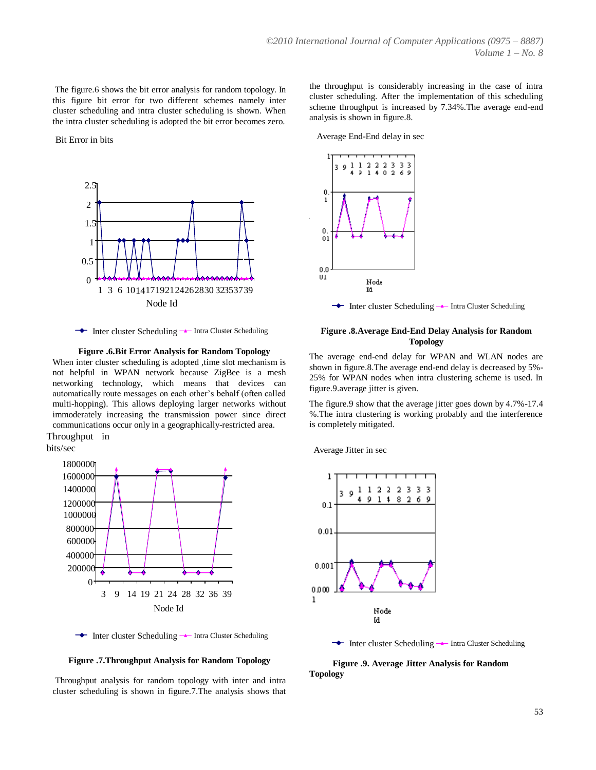The figure.6 shows the bit error analysis for random topology. In this figure bit error for two different schemes namely inter cluster scheduling and intra cluster scheduling is shown. When the intra cluster scheduling is adopted the bit error becomes zero.

**Figure .6.Bit Error Analysis for Random Topology**

When inter cluster scheduling is adopted ,time slot mechanism is not helpful in WPAN network because ZigBee is a mesh networking technology, which means that devices can automatically route messages on each other's behalf (often called multi-hopping). This allows deploying larger networks without immoderately increasing the transmission power since direct communications occur only in a geographically-restricted area.

**Figure .7.Throughput Analysis for Random Topology**

Throughput analysis for random topology with inter and intra cluster scheduling is shown in figure.7.The analysis shows that the throughput is considerably increasing in the case of intra cluster scheduling. After the implementation of this scheduling scheme throughput is increased by 7.34%.The average end-end analysis is shown in figure.8.

**Figure .8.Average End-End Delay Analysis for Random Topology**

The average end-end delay for WPAN and WLAN nodes are shown in figure.8.The average end-end delay is decreased by 5%-25% for WPAN nodes when intra clustering scheme is used. In figure.9.average jitter is given.

The figure.9 show that the average jitter goes down by 4.7%-17.4 %.The intra clustering is working probably and the interference is completely mitigated.

**Figure .9. Average Jitter Analysis for Random Topology**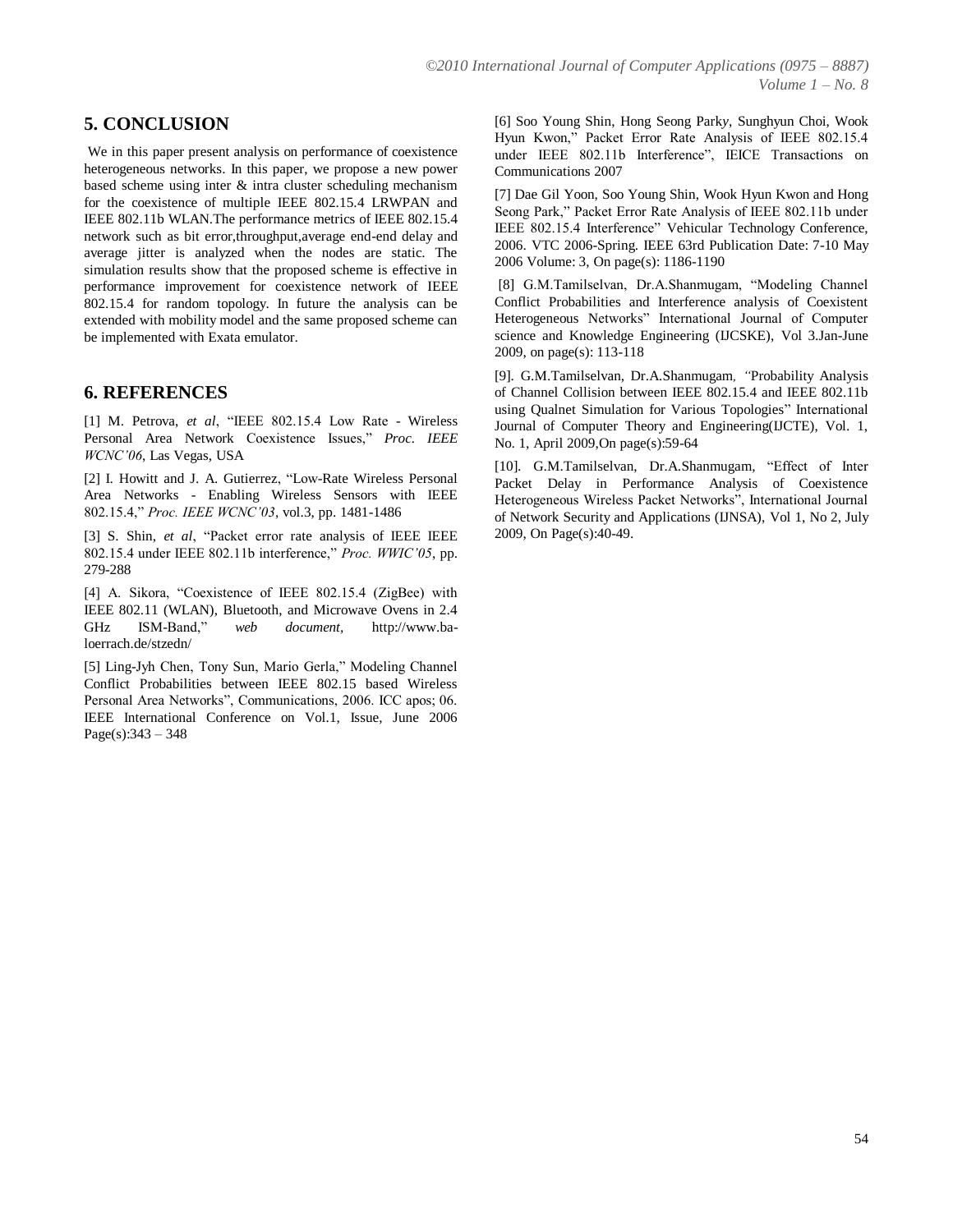## 5. CONCLUSION

We in this paper present analysis on performance of coexistence heterogeneous networks. In this paper, we propose a new power based scheme using inter & intra cluster scheduling mechanism for the coexistence of multiple IEEE 802.15.4 LRWPAN and IEEE 802.11b WLAN.The performance metrics of IEEE 802.15.4 network such as bit error,throughput,average end-end delay and average jitter is analyzed when the nodes are static. The simulation results show that the proposed scheme is effective in performance improvement for coexistence network of IEEE 802.15.4 for random topology. In future the analysis can be extended with mobility model and the same proposed scheme can be implemented with Exata emulator.

## 6. REFERENCES

[1] M. Petrova, *et al*, "IEEE 802.15.4 Low Rate - Wireless Personal Area Network Coexistence Issues," *Proc. IEEE WCNC'06*, Las Vegas, USA

[2] I. Howitt and J. A. Gutierrez, "Low-Rate Wireless Personal Area Networks - Enabling Wireless Sensors with IEEE 802.15.4," *Proc. IEEE WCNC'03*, vol.3, pp. 1481-1486

[3] S. Shin, *et al*, "Packet error rate analysis of IEEE IEEE 802.15.4 under IEEE 802.11b interference," *Proc. WWIC'05*, pp. 279-288

[4] A. Sikora, "Coexistence of IEEE 802.15.4 (ZigBee) with IEEE 802.11 (WLAN), Bluetooth, and Microwave Ovens in 2.4 GHz ISM-Band," *web document*, http://www.ba-loerrach.de/stzedn/

[5] Ling-Jyh Chen, Tony Sun, Mario Gerla," Modeling Channel Conflict Probabilities between IEEE 802.15 based Wireless Personal Area Networks", Communications, 2006. ICC apos; 06. IEEE International Conference on Vol.1, Issue, June 2006 Page(s):343 – 348

[6] Soo Young Shin, Hong Seong Parky, Sunghyun Choi, Wook Hyun Kwon," Packet Error Rate Analysis of IEEE 802.15.4 under IEEE 802.11b Interference", IEICE Transactions on Communications 2007

[7] Dae Gil Yoon, Soo Young Shin, Wook Hyun Kwon and Hong Seong Park," Packet Error Rate Analysis of IEEE 802.11b under IEEE 802.15.4 Interference" Vehicular Technology Conference, 2006. VTC 2006-Spring. IEEE 63rd Publication Date: 7-10 May 2006 Volume: 3, On page(s): 1186-1190

[8] G.M.Tamilselvan, Dr.A.Shanmugam, "Modeling Channel Conflict Probabilities and Interference analysis of Coexistent Heterogeneous Networks" International Journal of Computer science and Knowledge Engineering (IJCSKE), Vol 3.Jan-June 2009, on page(s): 113-118

[9]. G.M.Tamilselvan, Dr.A.Shanmugam, "Probability Analysis of Channel Collision between IEEE 802.15.4 and IEEE 802.11b using Qualnet Simulation for Various Topologies" International Journal of Computer Theory and Engineering(IJCTE), Vol. 1, No. 1, April 2009,On page(s):59-64

[10]. G.M.Tamilselvan, Dr.A.Shanmugam, "Effect of Inter Packet Delay in Performance Analysis of Coexistence Heterogeneous Wireless Packet Networks", International Journal of Network Security and Applications (IJNSA), Vol 1, No 2, July 2009, On Page(s):40-49.